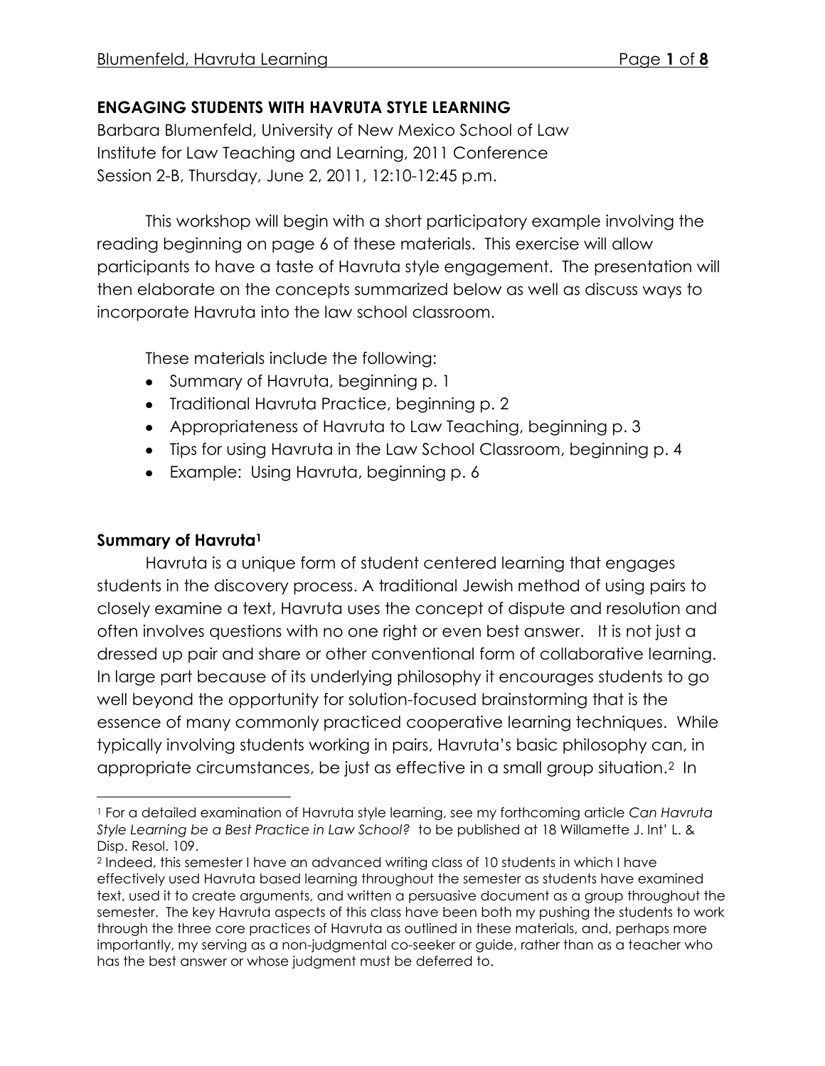## ENGAGING STUDENTS WITH HAVRUTA STYLE LEARNING

Barbara Blumenfeld, University of New Mexico School of Law
Institute for Law Teaching and Learning, 2011 Conference
Session 2-B, Thursday, June 2, 2011, 12:10-12:45 p.m.

This workshop will begin with a short participatory example involving the reading beginning on page 6 of these materials. This exercise will allow participants to have a taste of Havruta style engagement. The presentation will then elaborate on the concepts summarized below as well as discuss ways to incorporate Havruta into the law school classroom.

These materials include the following:

- Summary of Havruta, beginning p. 1
- Traditional Havruta Practice, beginning p. 2
- Appropriateness of Havruta to Law Teaching, beginning p. 3
- Tips for using Havruta in the Law School Classroom, beginning p. 4
- Example: Using Havruta, beginning p. 6

### Summary of Havruta[1]

Havruta is a unique form of student centered learning that engages students in the discovery process. A traditional Jewish method of using pairs to closely examine a text, Havruta uses the concept of dispute and resolution and often involves questions with no one right or even best answer. It is not just a dressed up pair and share or other conventional form of collaborative learning. In large part because of its underlying philosophy it encourages students to go well beyond the opportunity for solution-focused brainstorming that is the essence of many commonly practiced cooperative learning techniques. While typically involving students working in pairs, Havruta's basic philosophy can, in appropriate circumstances, be just as effective in a small group situation.[2] In

---

[1] For a detailed examination of Havruta style learning, see my forthcoming article *Can Havruta Style Learning be a Best Practice in Law School?* to be published at 18 Willamette J. Int' L. & Disp. Resol. 109.

[2] Indeed, this semester I have an advanced writing class of 10 students in which I have effectively used Havruta based learning throughout the semester as students have examined text, used it to create arguments, and written a persuasive document as a group throughout the semester. The key Havruta aspects of this class have been both my pushing the students to work through the three core practices of Havruta as outlined in these materials, and, perhaps more importantly, my serving as a non-judgmental co-seeker or guide, rather than as a teacher who has the best answer or whose judgment must be deferred to.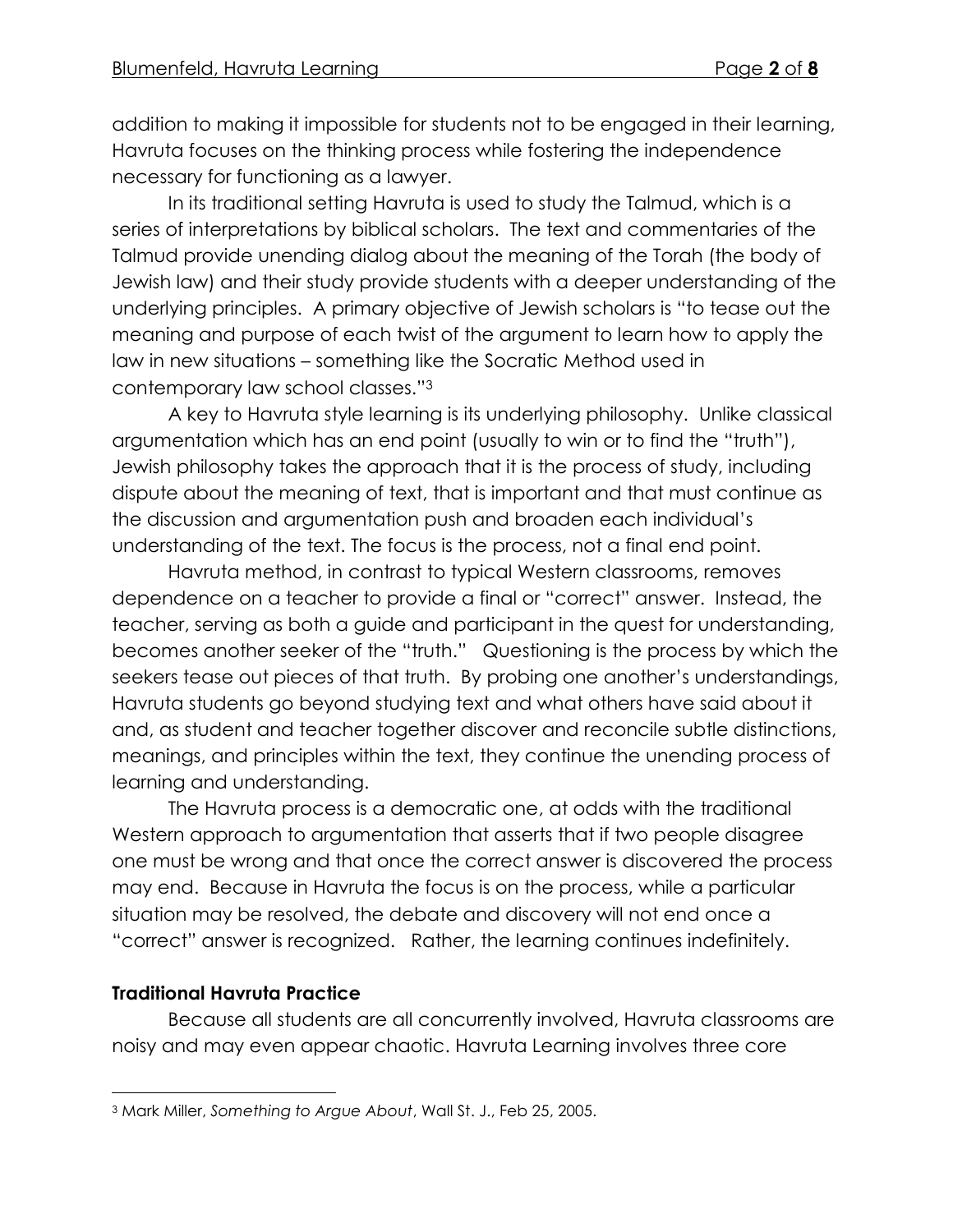addition to making it impossible for students not to be engaged in their learning, Havruta focuses on the thinking process while fostering the independence necessary for functioning as a lawyer.

In its traditional setting Havruta is used to study the Talmud, which is a series of interpretations by biblical scholars. The text and commentaries of the Talmud provide unending dialog about the meaning of the Torah (the body of Jewish law) and their study provide students with a deeper understanding of the underlying principles. A primary objective of Jewish scholars is "to tease out the meaning and purpose of each twist of the argument to learn how to apply the law in new situations – something like the Socratic Method used in contemporary law school classes."[3]

A key to Havruta style learning is its underlying philosophy. Unlike classical argumentation which has an end point (usually to win or to find the "truth"), Jewish philosophy takes the approach that it is the process of study, including dispute about the meaning of text, that is important and that must continue as the discussion and argumentation push and broaden each individual's understanding of the text. The focus is the process, not a final end point.

Havruta method, in contrast to typical Western classrooms, removes dependence on a teacher to provide a final or "correct" answer. Instead, the teacher, serving as both a guide and participant in the quest for understanding, becomes another seeker of the "truth." Questioning is the process by which the seekers tease out pieces of that truth. By probing one another's understandings, Havruta students go beyond studying text and what others have said about it and, as student and teacher together discover and reconcile subtle distinctions, meanings, and principles within the text, they continue the unending process of learning and understanding.

The Havruta process is a democratic one, at odds with the traditional Western approach to argumentation that asserts that if two people disagree one must be wrong and that once the correct answer is discovered the process may end. Because in Havruta the focus is on the process, while a particular situation may be resolved, the debate and discovery will not end once a "correct" answer is recognized. Rather, the learning continues indefinitely.

### Traditional Havruta Practice

Because all students are all concurrently involved, Havruta classrooms are noisy and may even appear chaotic. Havruta Learning involves three core

---

[3] Mark Miller, *Something to Argue About*, Wall St. J., Feb 25, 2005.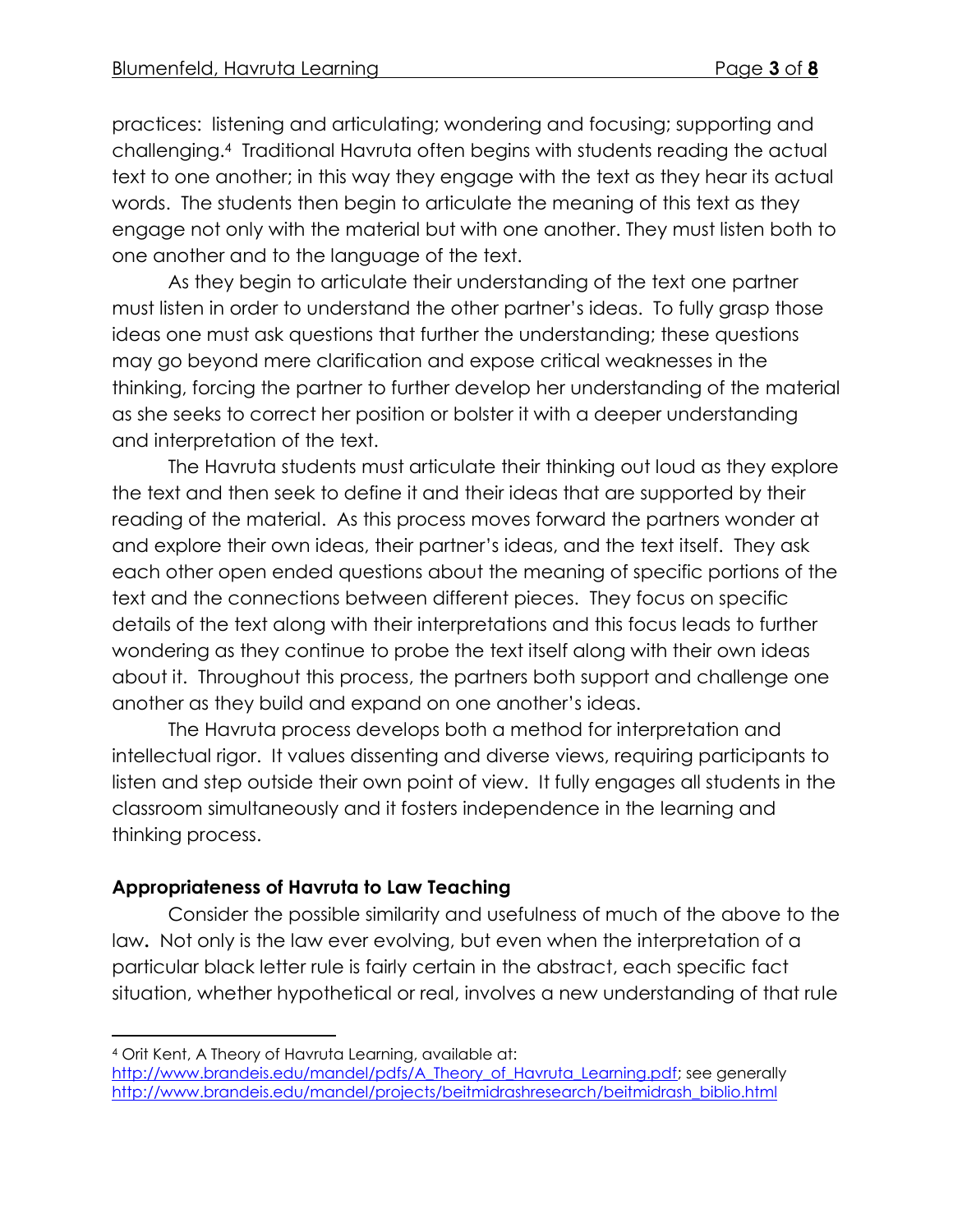practices: listening and articulating; wondering and focusing; supporting and challenging.[4] Traditional Havruta often begins with students reading the actual text to one another; in this way they engage with the text as they hear its actual words. The students then begin to articulate the meaning of this text as they engage not only with the material but with one another. They must listen both to one another and to the language of the text.

As they begin to articulate their understanding of the text one partner must listen in order to understand the other partner's ideas. To fully grasp those ideas one must ask questions that further the understanding; these questions may go beyond mere clarification and expose critical weaknesses in the thinking, forcing the partner to further develop her understanding of the material as she seeks to correct her position or bolster it with a deeper understanding and interpretation of the text.

The Havruta students must articulate their thinking out loud as they explore the text and then seek to define it and their ideas that are supported by their reading of the material. As this process moves forward the partners wonder at and explore their own ideas, their partner's ideas, and the text itself. They ask each other open ended questions about the meaning of specific portions of the text and the connections between different pieces. They focus on specific details of the text along with their interpretations and this focus leads to further wondering as they continue to probe the text itself along with their own ideas about it. Throughout this process, the partners both support and challenge one another as they build and expand on one another's ideas.

The Havruta process develops both a method for interpretation and intellectual rigor. It values dissenting and diverse views, requiring participants to listen and step outside their own point of view. It fully engages all students in the classroom simultaneously and it fosters independence in the learning and thinking process.

**Appropriateness of Havruta to Law Teaching**

Consider the possible similarity and usefulness of much of the above to the law**.** Not only is the law ever evolving, but even when the interpretation of a particular black letter rule is fairly certain in the abstract, each specific fact situation, whether hypothetical or real, involves a new understanding of that rule

---

[4] Orit Kent, A Theory of Havruta Learning, available at: http://www.brandeis.edu/mandel/pdfs/A_Theory_of_Havruta_Learning.pdf; see generally http://www.brandeis.edu/mandel/projects/beitmidrashresearch/beitmidrash_biblio.html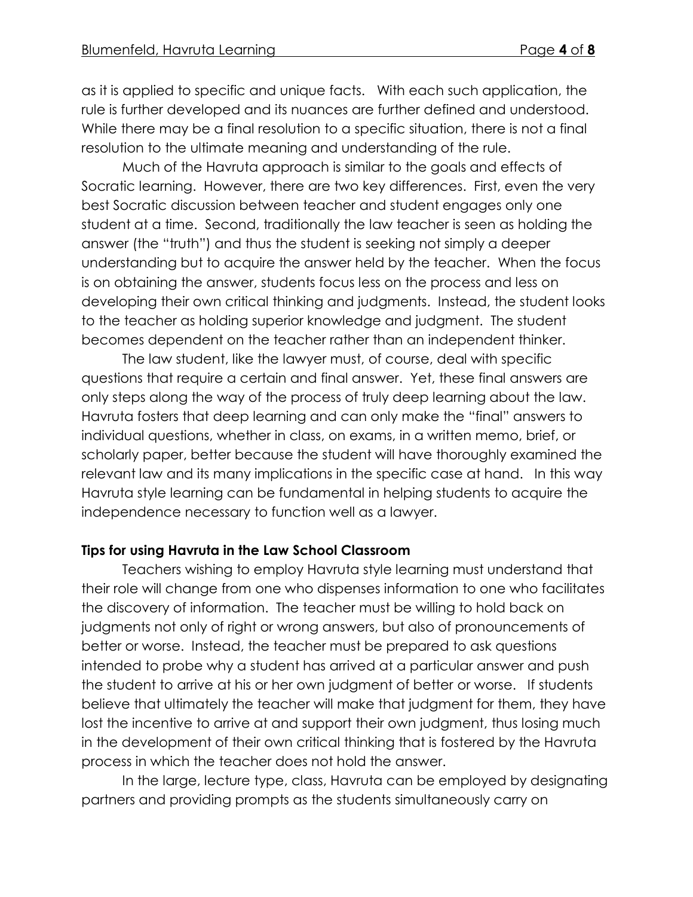as it is applied to specific and unique facts. With each such application, the rule is further developed and its nuances are further defined and understood. While there may be a final resolution to a specific situation, there is not a final resolution to the ultimate meaning and understanding of the rule.

Much of the Havruta approach is similar to the goals and effects of Socratic learning. However, there are two key differences. First, even the very best Socratic discussion between teacher and student engages only one student at a time. Second, traditionally the law teacher is seen as holding the answer (the "truth") and thus the student is seeking not simply a deeper understanding but to acquire the answer held by the teacher. When the focus is on obtaining the answer, students focus less on the process and less on developing their own critical thinking and judgments. Instead, the student looks to the teacher as holding superior knowledge and judgment. The student becomes dependent on the teacher rather than an independent thinker.

The law student, like the lawyer must, of course, deal with specific questions that require a certain and final answer. Yet, these final answers are only steps along the way of the process of truly deep learning about the law. Havruta fosters that deep learning and can only make the "final" answers to individual questions, whether in class, on exams, in a written memo, brief, or scholarly paper, better because the student will have thoroughly examined the relevant law and its many implications in the specific case at hand. In this way Havruta style learning can be fundamental in helping students to acquire the independence necessary to function well as a lawyer.

**Tips for using Havruta in the Law School Classroom**

Teachers wishing to employ Havruta style learning must understand that their role will change from one who dispenses information to one who facilitates the discovery of information. The teacher must be willing to hold back on judgments not only of right or wrong answers, but also of pronouncements of better or worse. Instead, the teacher must be prepared to ask questions intended to probe why a student has arrived at a particular answer and push the student to arrive at his or her own judgment of better or worse. If students believe that ultimately the teacher will make that judgment for them, they have lost the incentive to arrive at and support their own judgment, thus losing much in the development of their own critical thinking that is fostered by the Havruta process in which the teacher does not hold the answer.

In the large, lecture type, class, Havruta can be employed by designating partners and providing prompts as the students simultaneously carry on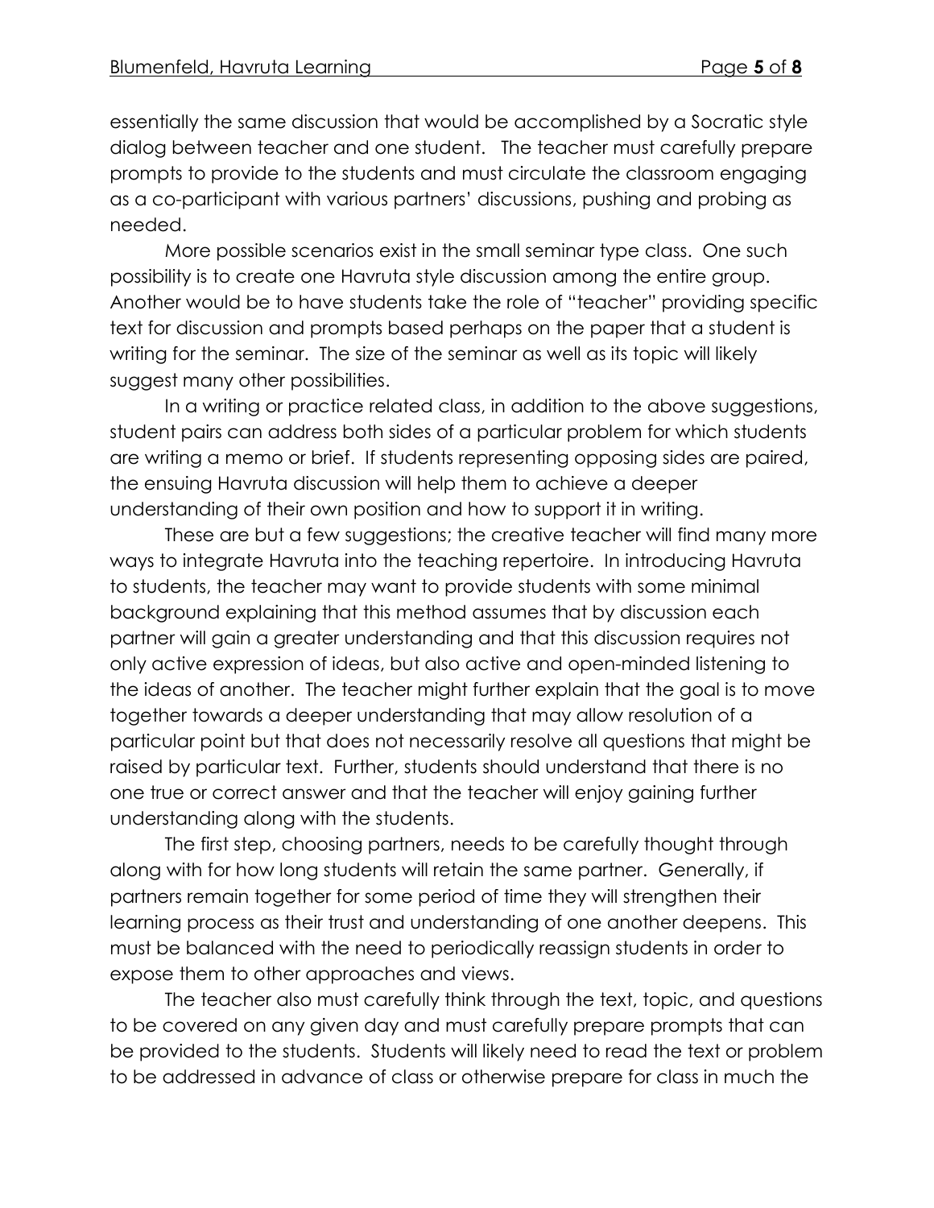essentially the same discussion that would be accomplished by a Socratic style dialog between teacher and one student. The teacher must carefully prepare prompts to provide to the students and must circulate the classroom engaging as a co-participant with various partners' discussions, pushing and probing as needed.

More possible scenarios exist in the small seminar type class. One such possibility is to create one Havruta style discussion among the entire group. Another would be to have students take the role of "teacher" providing specific text for discussion and prompts based perhaps on the paper that a student is writing for the seminar. The size of the seminar as well as its topic will likely suggest many other possibilities.

In a writing or practice related class, in addition to the above suggestions, student pairs can address both sides of a particular problem for which students are writing a memo or brief. If students representing opposing sides are paired, the ensuing Havruta discussion will help them to achieve a deeper understanding of their own position and how to support it in writing.

These are but a few suggestions; the creative teacher will find many more ways to integrate Havruta into the teaching repertoire. In introducing Havruta to students, the teacher may want to provide students with some minimal background explaining that this method assumes that by discussion each partner will gain a greater understanding and that this discussion requires not only active expression of ideas, but also active and open-minded listening to the ideas of another. The teacher might further explain that the goal is to move together towards a deeper understanding that may allow resolution of a particular point but that does not necessarily resolve all questions that might be raised by particular text. Further, students should understand that there is no one true or correct answer and that the teacher will enjoy gaining further understanding along with the students.

The first step, choosing partners, needs to be carefully thought through along with for how long students will retain the same partner. Generally, if partners remain together for some period of time they will strengthen their learning process as their trust and understanding of one another deepens. This must be balanced with the need to periodically reassign students in order to expose them to other approaches and views.

The teacher also must carefully think through the text, topic, and questions to be covered on any given day and must carefully prepare prompts that can be provided to the students. Students will likely need to read the text or problem to be addressed in advance of class or otherwise prepare for class in much the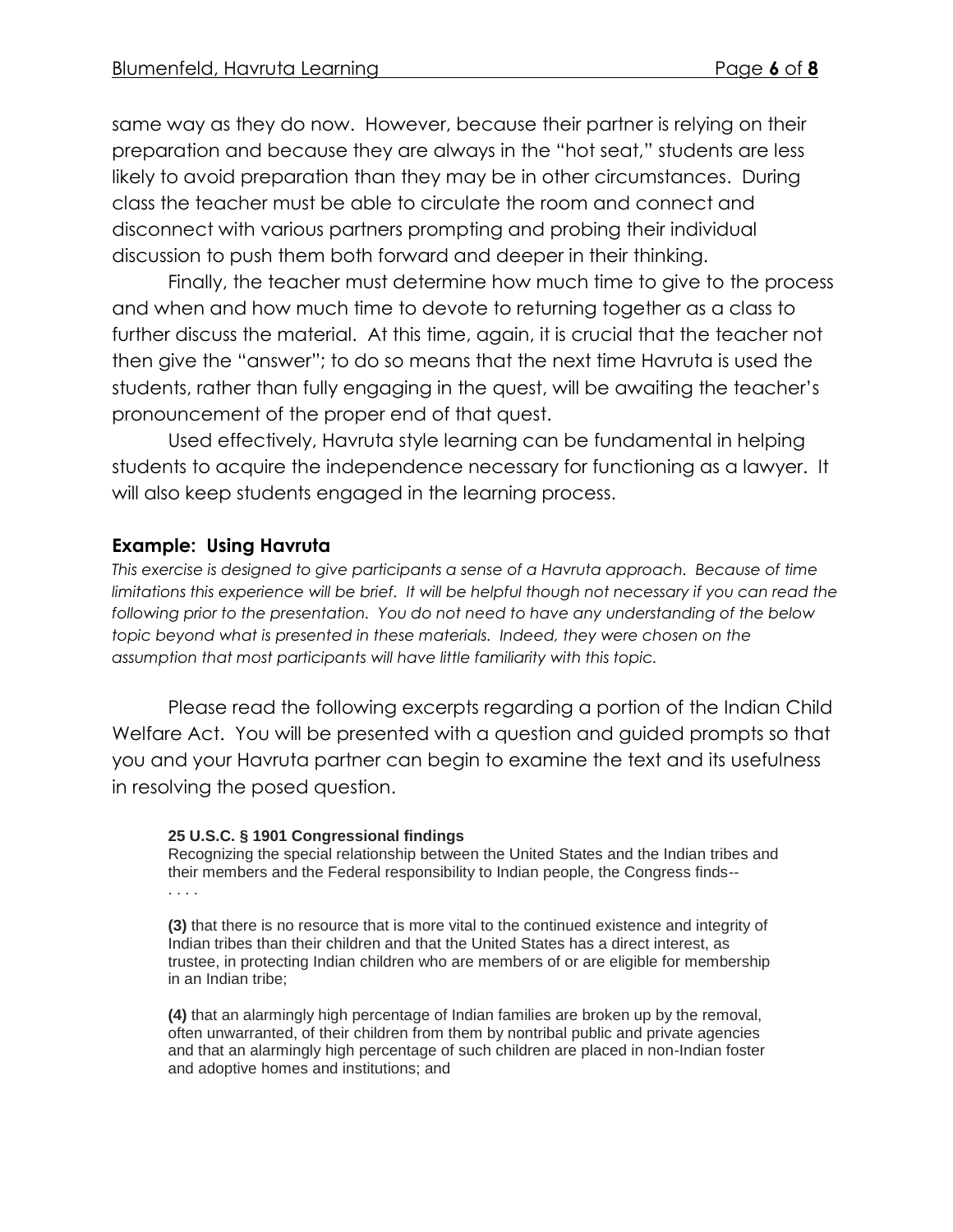same way as they do now. However, because their partner is relying on their preparation and because they are always in the "hot seat," students are less likely to avoid preparation than they may be in other circumstances. During class the teacher must be able to circulate the room and connect and disconnect with various partners prompting and probing their individual discussion to push them both forward and deeper in their thinking.

Finally, the teacher must determine how much time to give to the process and when and how much time to devote to returning together as a class to further discuss the material. At this time, again, it is crucial that the teacher not then give the "answer"; to do so means that the next time Havruta is used the students, rather than fully engaging in the quest, will be awaiting the teacher's pronouncement of the proper end of that quest.

Used effectively, Havruta style learning can be fundamental in helping students to acquire the independence necessary for functioning as a lawyer. It will also keep students engaged in the learning process.

### Example: Using Havruta

*This exercise is designed to give participants a sense of a Havruta approach. Because of time limitations this experience will be brief. It will be helpful though not necessary if you can read the following prior to the presentation. You do not need to have any understanding of the below topic beyond what is presented in these materials. Indeed, they were chosen on the assumption that most participants will have little familiarity with this topic.*

Please read the following excerpts regarding a portion of the Indian Child Welfare Act. You will be presented with a question and guided prompts so that you and your Havruta partner can begin to examine the text and its usefulness in resolving the posed question.

> **25 U.S.C. § 1901 Congressional findings**
> Recognizing the special relationship between the United States and the Indian tribes and their members and the Federal responsibility to Indian people, the Congress finds--
> . . . .
>
> **(3)** that there is no resource that is more vital to the continued existence and integrity of Indian tribes than their children and that the United States has a direct interest, as trustee, in protecting Indian children who are members of or are eligible for membership in an Indian tribe;
>
> **(4)** that an alarmingly high percentage of Indian families are broken up by the removal, often unwarranted, of their children from them by nontribal public and private agencies and that an alarmingly high percentage of such children are placed in non-Indian foster and adoptive homes and institutions; and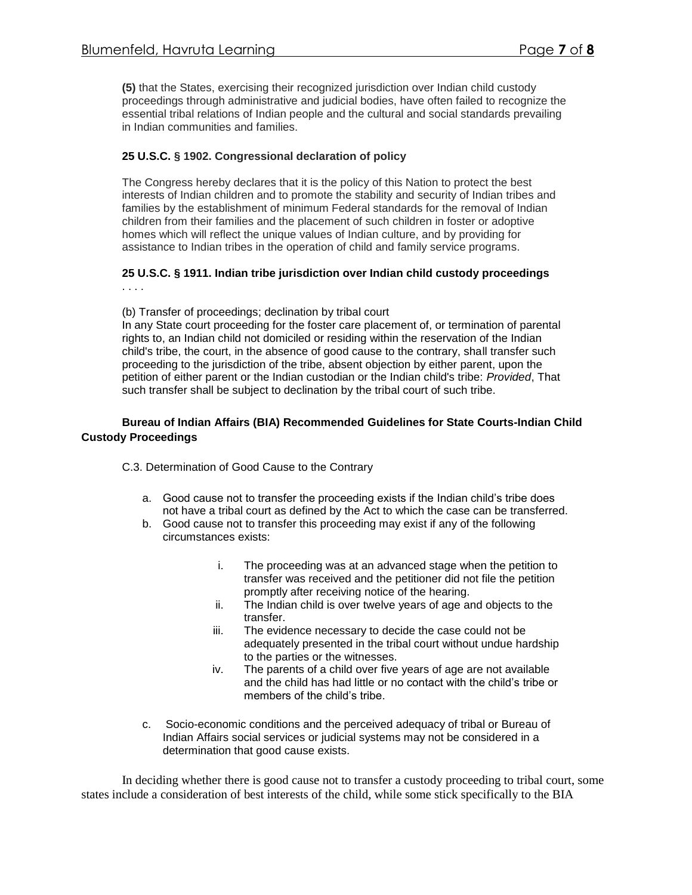**(5)** that the States, exercising their recognized jurisdiction over Indian child custody proceedings through administrative and judicial bodies, have often failed to recognize the essential tribal relations of Indian people and the cultural and social standards prevailing in Indian communities and families.

**25 U.S.C. § 1902. Congressional declaration of policy**

The Congress hereby declares that it is the policy of this Nation to protect the best interests of Indian children and to promote the stability and security of Indian tribes and families by the establishment of minimum Federal standards for the removal of Indian children from their families and the placement of such children in foster or adoptive homes which will reflect the unique values of Indian culture, and by providing for assistance to Indian tribes in the operation of child and family service programs.

**25 U.S.C. § 1911. Indian tribe jurisdiction over Indian child custody proceedings**

. . . .

(b) Transfer of proceedings; declination by tribal court

In any State court proceeding for the foster care placement of, or termination of parental rights to, an Indian child not domiciled or residing within the reservation of the Indian child's tribe, the court, in the absence of good cause to the contrary, shall transfer such proceeding to the jurisdiction of the tribe, absent objection by either parent, upon the petition of either parent or the Indian custodian or the Indian child's tribe: *Provided*, That such transfer shall be subject to declination by the tribal court of such tribe.

**Bureau of Indian Affairs (BIA) Recommended Guidelines for State Courts-Indian Child Custody Proceedings**

C.3. Determination of Good Cause to the Contrary

a. Good cause not to transfer the proceeding exists if the Indian child's tribe does not have a tribal court as defined by the Act to which the case can be transferred.
b. Good cause not to transfer this proceeding may exist if any of the following circumstances exists:
   i. The proceeding was at an advanced stage when the petition to transfer was received and the petitioner did not file the petition promptly after receiving notice of the hearing.
   ii. The Indian child is over twelve years of age and objects to the transfer.
   iii. The evidence necessary to decide the case could not be adequately presented in the tribal court without undue hardship to the parties or the witnesses.
   iv. The parents of a child over five years of age are not available and the child has had little or no contact with the child's tribe or members of the child's tribe.
c. Socio-economic conditions and the perceived adequacy of tribal or Bureau of Indian Affairs social services or judicial systems may not be considered in a determination that good cause exists.

In deciding whether there is good cause not to transfer a custody proceeding to tribal court, some states include a consideration of best interests of the child, while some stick specifically to the BIA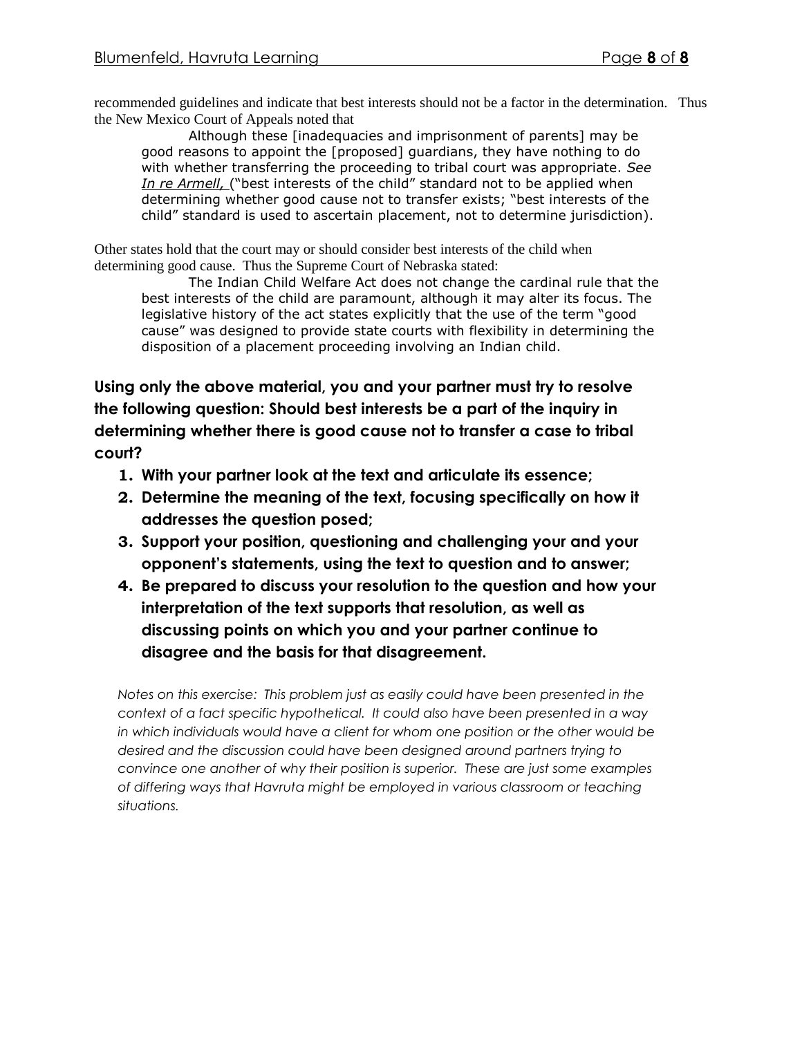recommended guidelines and indicate that best interests should not be a factor in the determination. Thus the New Mexico Court of Appeals noted that

> Although these [inadequacies and imprisonment of parents] may be good reasons to appoint the [proposed] guardians, they have nothing to do with whether transferring the proceeding to tribal court was appropriate. *See* *In re Armell,* ("best interests of the child" standard not to be applied when determining whether good cause not to transfer exists; "best interests of the child" standard is used to ascertain placement, not to determine jurisdiction).

Other states hold that the court may or should consider best interests of the child when determining good cause. Thus the Supreme Court of Nebraska stated:

> The Indian Child Welfare Act does not change the cardinal rule that the best interests of the child are paramount, although it may alter its focus. The legislative history of the act states explicitly that the use of the term "good cause" was designed to provide state courts with flexibility in determining the disposition of a placement proceeding involving an Indian child.

**Using only the above material, you and your partner must try to resolve the following question: Should best interests be a part of the inquiry in determining whether there is good cause not to transfer a case to tribal court?**

1. **With your partner look at the text and articulate its essence;**
2. **Determine the meaning of the text, focusing specifically on how it addresses the question posed;**
3. **Support your position, questioning and challenging your and your opponent's statements, using the text to question and to answer;**
4. **Be prepared to discuss your resolution to the question and how your interpretation of the text supports that resolution, as well as discussing points on which you and your partner continue to disagree and the basis for that disagreement.**

*Notes on this exercise: This problem just as easily could have been presented in the context of a fact specific hypothetical. It could also have been presented in a way in which individuals would have a client for whom one position or the other would be desired and the discussion could have been designed around partners trying to convince one another of why their position is superior. These are just some examples of differing ways that Havruta might be employed in various classroom or teaching situations.*